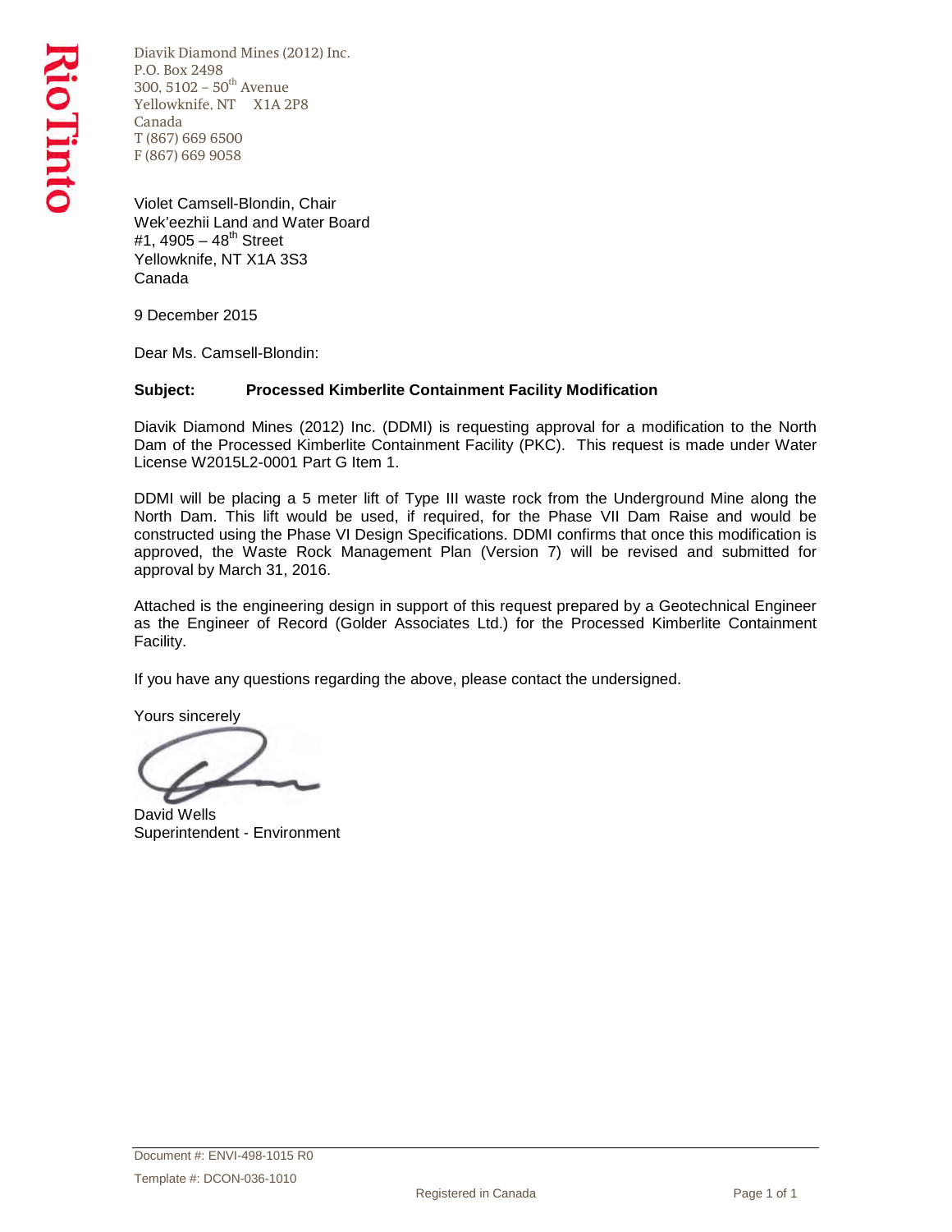Rio Tinto

Diavik Diamond Mines (2012) Inc.
P.O. Box 2498
300, 5102 – 50th Avenue
Yellowknife, NT X1A 2P8
Canada
T (867) 669 6500
F (867) 669 9058

Violet Camsell-Blondin, Chair
Wek'eezhii Land and Water Board
#1, 4905 – 48th Street
Yellowknife, NT X1A 3S3
Canada

9 December 2015

Dear Ms. Camsell-Blondin:

**Subject: Processed Kimberlite Containment Facility Modification**

Diavik Diamond Mines (2012) Inc. (DDMI) is requesting approval for a modification to the North Dam of the Processed Kimberlite Containment Facility (PKC). This request is made under Water License W2015L2-0001 Part G Item 1.

DDMI will be placing a 5 meter lift of Type III waste rock from the Underground Mine along the North Dam. This lift would be used, if required, for the Phase VII Dam Raise and would be constructed using the Phase VI Design Specifications. DDMI confirms that once this modification is approved, the Waste Rock Management Plan (Version 7) will be revised and submitted for approval by March 31, 2016.

Attached is the engineering design in support of this request prepared by a Geotechnical Engineer as the Engineer of Record (Golder Associates Ltd.) for the Processed Kimberlite Containment Facility.

If you have any questions regarding the above, please contact the undersigned.

Yours sincerely

David Wells
Superintendent - Environment

Document #: ENVI-498-1015 R0

Template #: DCON-036-1010

Registered in Canada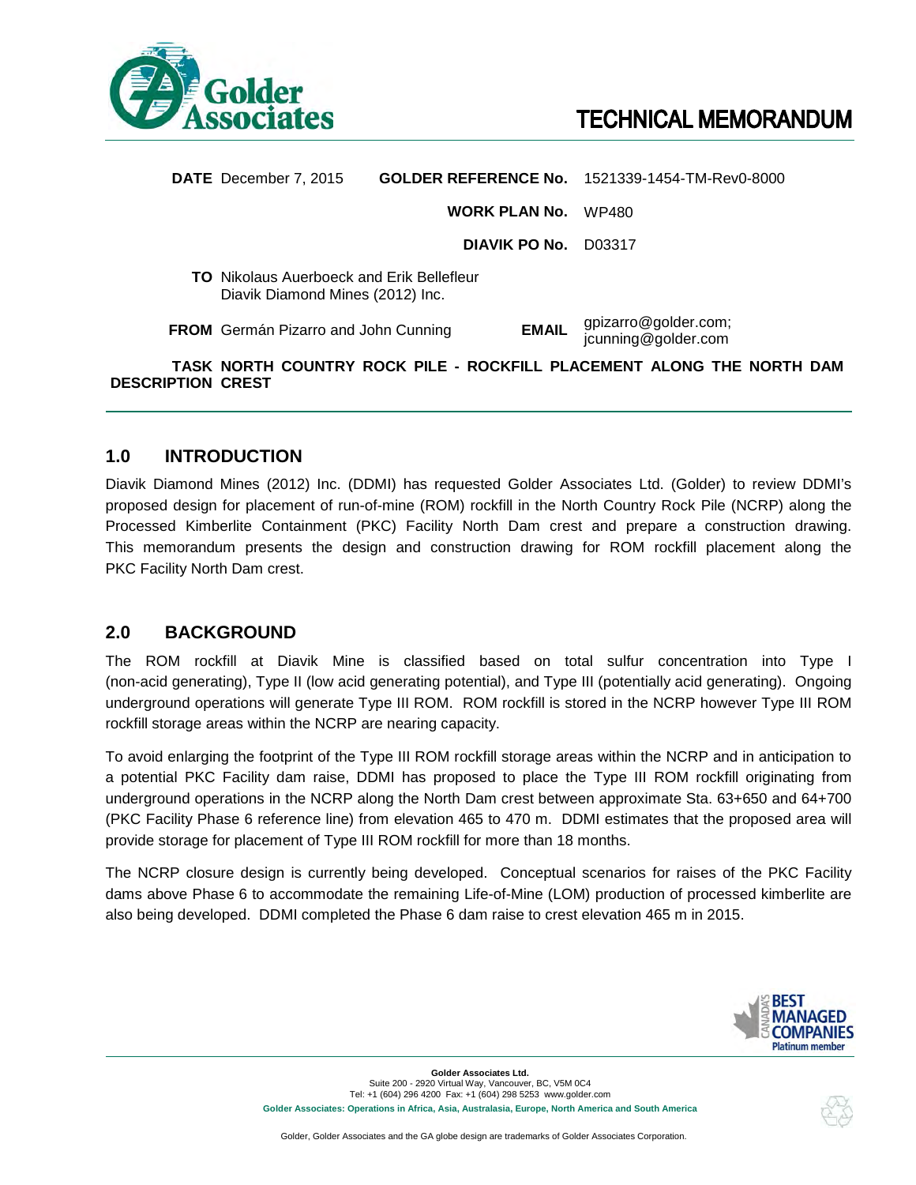# TECHNICAL MEMORANDUM

| | | | |
|---|---|---|---|
| **DATE** | December 7, 2015 | **GOLDER REFERENCE No.** | 1521339-1454-TM-Rev0-8000 |
| | | **WORK PLAN No.** | WP480 |
| | | **DIAVIK PO No.** | D03317 |
| **TO** | Nikolaus Auerboeck and Erik Bellefleur<br>Diavik Diamond Mines (2012) Inc. | | |
| **FROM** | Germán Pizarro and John Cunning | **EMAIL** | gpizarro@golder.com; jcunning@golder.com |

**TASK DESCRIPTION** **NORTH COUNTRY ROCK PILE - ROCKFILL PLACEMENT ALONG THE NORTH DAM CREST**

## 1.0 INTRODUCTION

Diavik Diamond Mines (2012) Inc. (DDMI) has requested Golder Associates Ltd. (Golder) to review DDMI's proposed design for placement of run-of-mine (ROM) rockfill in the North Country Rock Pile (NCRP) along the Processed Kimberlite Containment (PKC) Facility North Dam crest and prepare a construction drawing. This memorandum presents the design and construction drawing for ROM rockfill placement along the PKC Facility North Dam crest.

## 2.0 BACKGROUND

The ROM rockfill at Diavik Mine is classified based on total sulfur concentration into Type I (non-acid generating), Type II (low acid generating potential), and Type III (potentially acid generating). Ongoing underground operations will generate Type III ROM. ROM rockfill is stored in the NCRP however Type III ROM rockfill storage areas within the NCRP are nearing capacity.

To avoid enlarging the footprint of the Type III ROM rockfill storage areas within the NCRP and in anticipation to a potential PKC Facility dam raise, DDMI has proposed to place the Type III ROM rockfill originating from underground operations in the NCRP along the North Dam crest between approximate Sta. 63+650 and 64+700 (PKC Facility Phase 6 reference line) from elevation 465 to 470 m. DDMI estimates that the proposed area will provide storage for placement of Type III ROM rockfill for more than 18 months.

The NCRP closure design is currently being developed. Conceptual scenarios for raises of the PKC Facility dams above Phase 6 to accommodate the remaining Life-of-Mine (LOM) production of processed kimberlite are also being developed. DDMI completed the Phase 6 dam raise to crest elevation 465 m in 2015.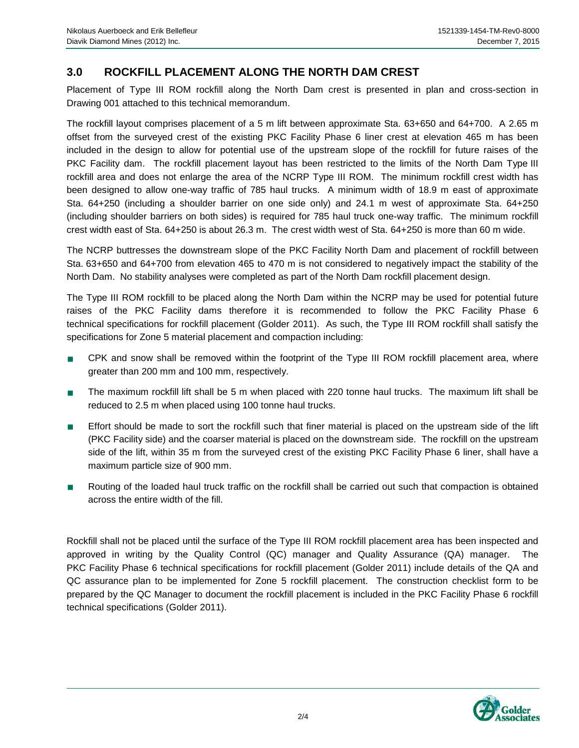## 3.0 ROCKFILL PLACEMENT ALONG THE NORTH DAM CREST

Placement of Type III ROM rockfill along the North Dam crest is presented in plan and cross-section in Drawing 001 attached to this technical memorandum.

The rockfill layout comprises placement of a 5 m lift between approximate Sta. 63+650 and 64+700. A 2.65 m offset from the surveyed crest of the existing PKC Facility Phase 6 liner crest at elevation 465 m has been included in the design to allow for potential use of the upstream slope of the rockfill for future raises of the PKC Facility dam. The rockfill placement layout has been restricted to the limits of the North Dam Type III rockfill area and does not enlarge the area of the NCRP Type III ROM. The minimum rockfill crest width has been designed to allow one-way traffic of 785 haul trucks. A minimum width of 18.9 m east of approximate Sta. 64+250 (including a shoulder barrier on one side only) and 24.1 m west of approximate Sta. 64+250 (including shoulder barriers on both sides) is required for 785 haul truck one-way traffic. The minimum rockfill crest width east of Sta. 64+250 is about 26.3 m. The crest width west of Sta. 64+250 is more than 60 m wide.

The NCRP buttresses the downstream slope of the PKC Facility North Dam and placement of rockfill between Sta. 63+650 and 64+700 from elevation 465 to 470 m is not considered to negatively impact the stability of the North Dam. No stability analyses were completed as part of the North Dam rockfill placement design.

The Type III ROM rockfill to be placed along the North Dam within the NCRP may be used for potential future raises of the PKC Facility dams therefore it is recommended to follow the PKC Facility Phase 6 technical specifications for rockfill placement (Golder 2011). As such, the Type III ROM rockfill shall satisfy the specifications for Zone 5 material placement and compaction including:

- CPK and snow shall be removed within the footprint of the Type III ROM rockfill placement area, where greater than 200 mm and 100 mm, respectively.
- The maximum rockfill lift shall be 5 m when placed with 220 tonne haul trucks. The maximum lift shall be reduced to 2.5 m when placed using 100 tonne haul trucks.
- Effort should be made to sort the rockfill such that finer material is placed on the upstream side of the lift (PKC Facility side) and the coarser material is placed on the downstream side. The rockfill on the upstream side of the lift, within 35 m from the surveyed crest of the existing PKC Facility Phase 6 liner, shall have a maximum particle size of 900 mm.
- Routing of the loaded haul truck traffic on the rockfill shall be carried out such that compaction is obtained across the entire width of the fill.

Rockfill shall not be placed until the surface of the Type III ROM rockfill placement area has been inspected and approved in writing by the Quality Control (QC) manager and Quality Assurance (QA) manager. The PKC Facility Phase 6 technical specifications for rockfill placement (Golder 2011) include details of the QA and QC assurance plan to be implemented for Zone 5 rockfill placement. The construction checklist form to be prepared by the QC Manager to document the rockfill placement is included in the PKC Facility Phase 6 rockfill technical specifications (Golder 2011).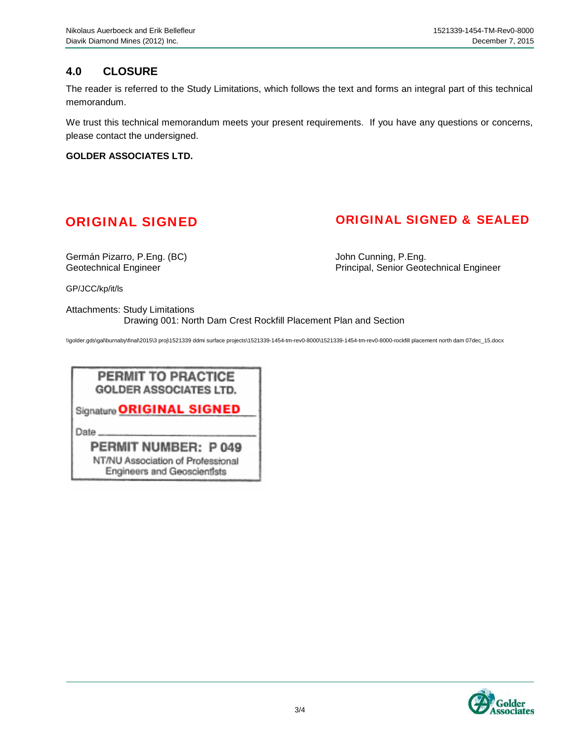## 4.0 CLOSURE

The reader is referred to the Study Limitations, which follows the text and forms an integral part of this technical memorandum.

We trust this technical memorandum meets your present requirements. If you have any questions or concerns, please contact the undersigned.

**GOLDER ASSOCIATES LTD.**

ORIGINAL SIGNED

Germán Pizarro, P.Eng. (BC)
Geotechnical Engineer

ORIGINAL SIGNED & SEALED

John Cunning, P.Eng.
Principal, Senior Geotechnical Engineer

GP/JCC/kp/it/ls

Attachments: Study Limitations
Drawing 001: North Dam Crest Rockfill Placement Plan and Section

\\golder.gds\gal\burnaby\final\2015\3 proj\1521339 ddmi surface projects\1521339-1454-tm-rev0-8000\1521339-1454-tm-rev0-8000-rockfill placement north dam 07dec_15.docx

PERMIT TO PRACTICE
GOLDER ASSOCIATES LTD.

Signature ORIGINAL SIGNED

Date

PERMIT NUMBER: P 049
NT/NU Association of Professional Engineers and Geoscientists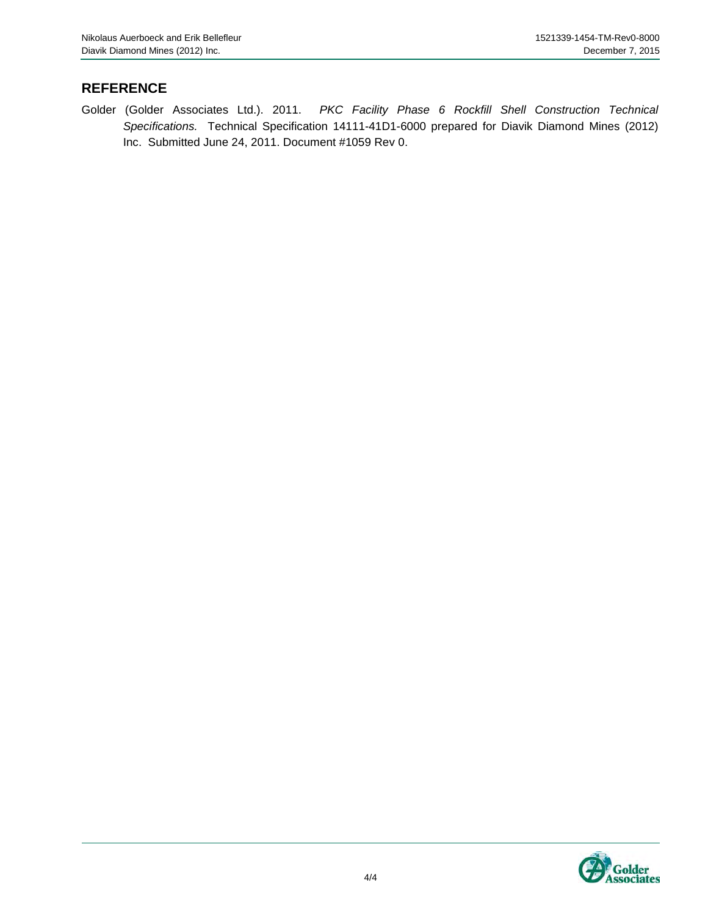## REFERENCE

Golder (Golder Associates Ltd.). 2011. *PKC Facility Phase 6 Rockfill Shell Construction Technical Specifications.* Technical Specification 14111-41D1-6000 prepared for Diavik Diamond Mines (2012) Inc. Submitted June 24, 2011. Document #1059 Rev 0.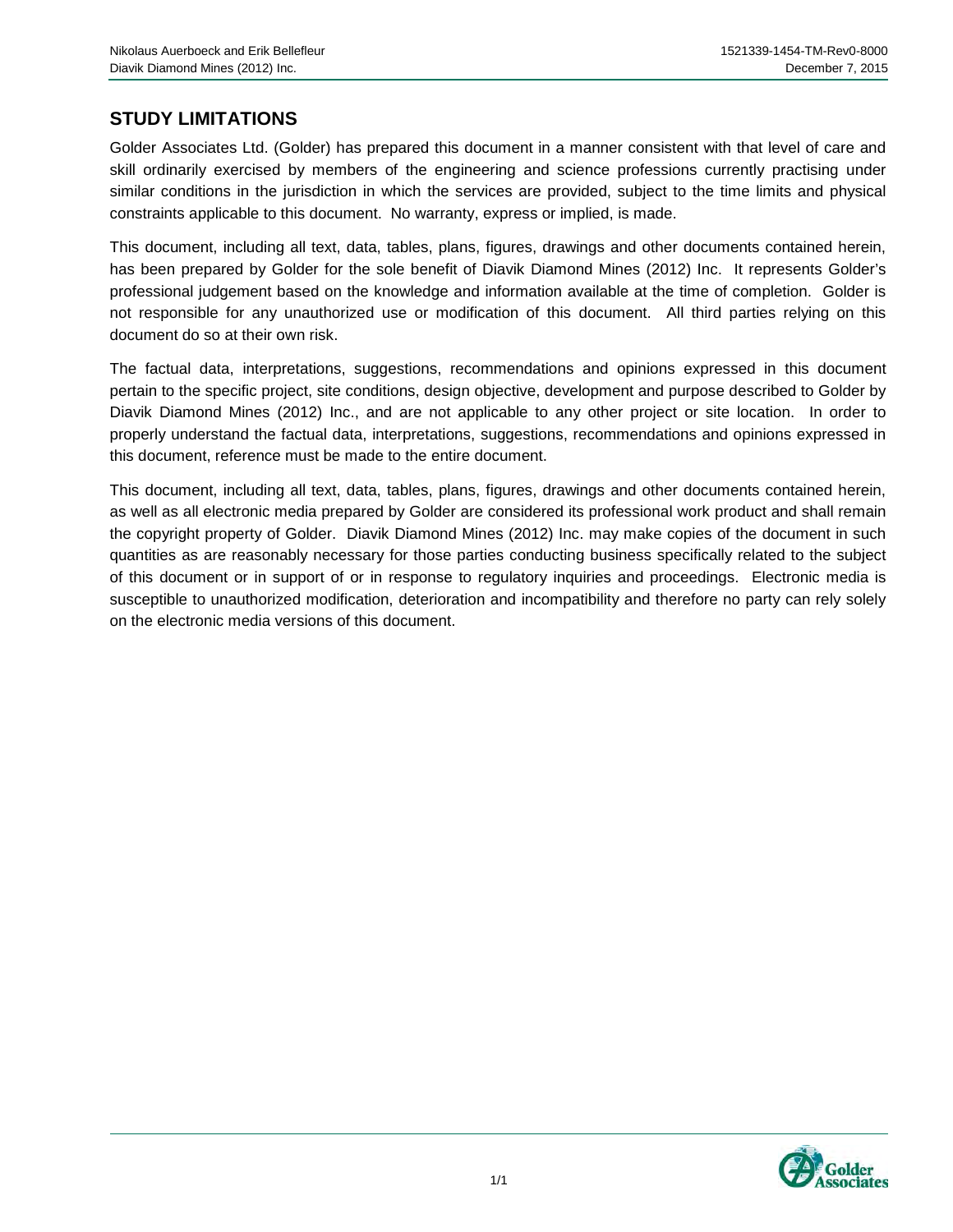## STUDY LIMITATIONS

Golder Associates Ltd. (Golder) has prepared this document in a manner consistent with that level of care and skill ordinarily exercised by members of the engineering and science professions currently practising under similar conditions in the jurisdiction in which the services are provided, subject to the time limits and physical constraints applicable to this document. No warranty, express or implied, is made.

This document, including all text, data, tables, plans, figures, drawings and other documents contained herein, has been prepared by Golder for the sole benefit of Diavik Diamond Mines (2012) Inc. It represents Golder's professional judgement based on the knowledge and information available at the time of completion. Golder is not responsible for any unauthorized use or modification of this document. All third parties relying on this document do so at their own risk.

The factual data, interpretations, suggestions, recommendations and opinions expressed in this document pertain to the specific project, site conditions, design objective, development and purpose described to Golder by Diavik Diamond Mines (2012) Inc., and are not applicable to any other project or site location. In order to properly understand the factual data, interpretations, suggestions, recommendations and opinions expressed in this document, reference must be made to the entire document.

This document, including all text, data, tables, plans, figures, drawings and other documents contained herein, as well as all electronic media prepared by Golder are considered its professional work product and shall remain the copyright property of Golder. Diavik Diamond Mines (2012) Inc. may make copies of the document in such quantities as are reasonably necessary for those parties conducting business specifically related to the subject of this document or in support of or in response to regulatory inquiries and proceedings. Electronic media is susceptible to unauthorized modification, deterioration and incompatibility and therefore no party can rely solely on the electronic media versions of this document.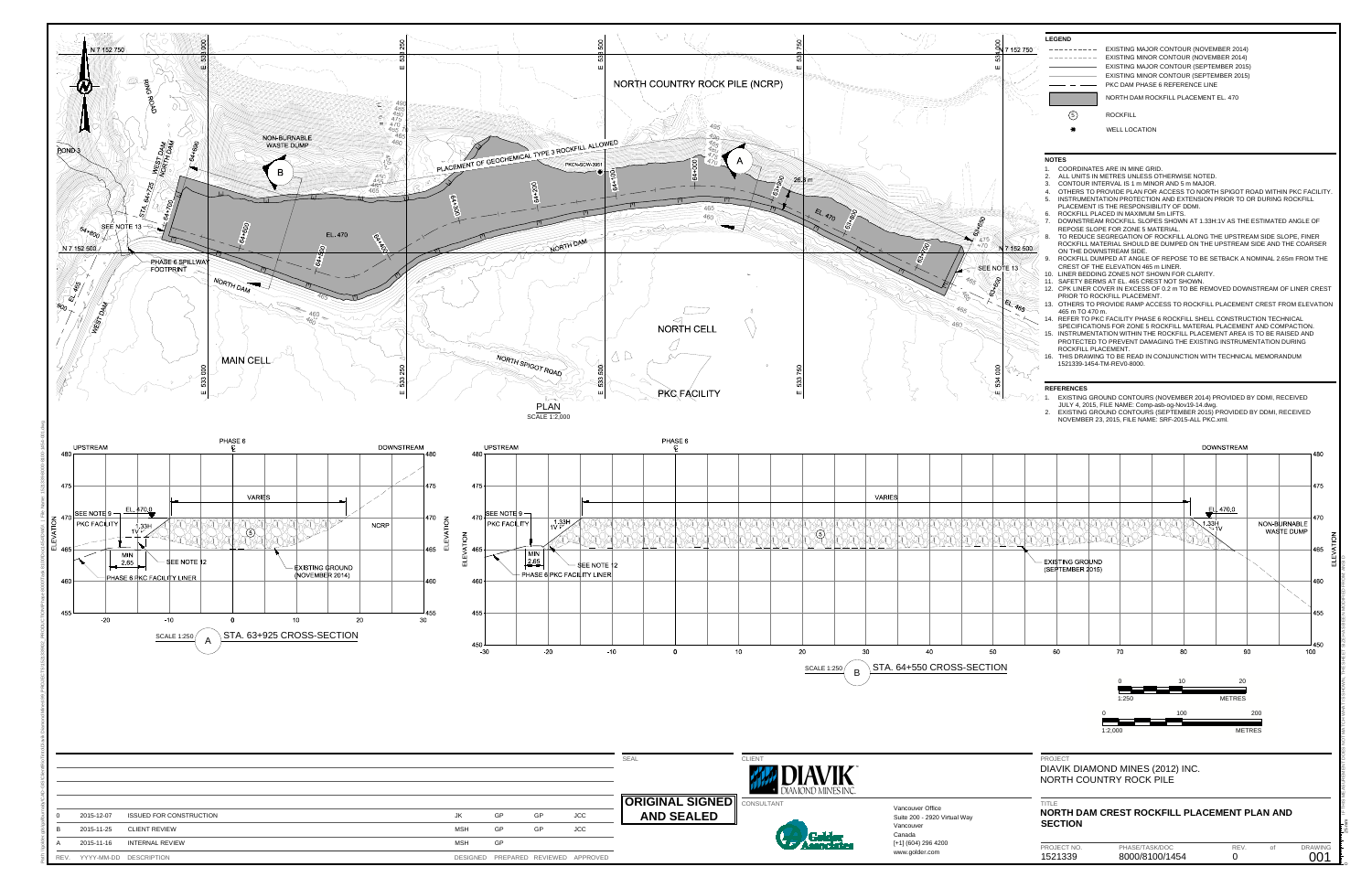## LEGEND

- EXISTING MAJOR CONTOUR (NOVEMBER 2014)
- EXISTING MINOR CONTOUR (NOVEMBER 2014)
- EXISTING MAJOR CONTOUR (SEPTEMBER 2015)
- EXISTING MINOR CONTOUR (SEPTEMBER 2015)
- PKC DAM PHASE 6 REFERENCE LINE
- NORTH DAM ROCKFILL PLACEMENT EL. 470
- (5) ROCKFILL
- WELL LOCATION

## NOTES

1. COORDINATES ARE IN MINE GRID.
2. ALL UNITS IN METRES UNLESS OTHERWISE NOTED.
3. CONTOUR INTERVAL IS 1 m MINOR AND 5 m MAJOR.
4. OTHERS TO PROVIDE PLAN FOR ACCESS TO NORTH SPIGOT ROAD WITHIN PKC FACILITY.
5. INSTRUMENTATION PROTECTION AND EXTENSION PRIOR TO OR DURING ROCKFILL PLACEMENT IS THE RESPONSIBILITY OF DDMI.
6. ROCKFILL PLACED IN MAXIMUM 5m LIFTS.
7. DOWNSTREAM ROCKFILL SLOPES SHOWN AT 1.33H:1V AS THE ESTIMATED ANGLE OF REPOSE SLOPE FOR ZONE 5 MATERIAL.
8. TO REDUCE SEGREGATION OF ROCKFILL ALONG THE UPSTREAM SIDE SLOPE, FINER ROCKFILL MATERIAL SHOULD BE DUMPED ON THE UPSTREAM SIDE AND THE COARSER ON THE DOWNSTREAM SIDE.
9. ROCKFILL DUMPED AT ANGLE OF REPOSE TO BE SETBACK A NOMINAL 2.65m FROM THE CREST OF THE ELEVATION 465 m LINER.
10. LINER BEDDING ZONES NOT SHOWN FOR CLARITY.
11. SAFETY BERMS AT EL. 465 CREST NOT SHOWN.
12. CPK LINER COVER IN EXCESS OF 0.2 m TO BE REMOVED DOWNSTREAM OF LINER CREST PRIOR TO ROCKFILL PLACEMENT.
13. OTHERS TO PROVIDE RAMP ACCESS TO ROCKFILL PLACEMENT CREST FROM ELEVATION 465 m TO 470 m.
14. REFER TO PKC FACILITY PHASE 6 ROCKFILL SHELL CONSTRUCTION TECHNICAL SPECIFICATIONS FOR ZONE 5 ROCKFILL MATERIAL PLACEMENT AND COMPACTION.
15. INSTRUMENTATION WITHIN THE ROCKFILL PLACEMENT AREA IS TO BE RAISED AND PROTECTED TO PREVENT DAMAGING THE EXISTING INSTRUMENTATION DURING ROCKFILL PLACEMENT.
16. THIS DRAWING TO BE READ IN CONJUNCTION WITH TECHNICAL MEMORANDUM 1521339-1454-TM-REV0-8000.

## REFERENCES

1. EXISTING GROUND CONTOURS (NOVEMBER 2014) PROVIDED BY DDMI, RECEIVED JULY 4, 2015, FILE NAME: Comp-asb-og-Nov19-14.dwg.
2. EXISTING GROUND CONTOURS (SEPTEMBER 2015) PROVIDED BY DDMI, RECEIVED NOVEMBER 23, 2015, FILE NAME: SRF-2015-ALL PKC.xml.

PLAN
SCALE 1:2,000

NORTH COUNTRY ROCK PILE (NCRP)
NON-BURNABLE WASTE DUMP
PLACEMENT OF GEOCHEMICAL TYPE 3 ROCKFILL ALLOWED
PKCN-SCW-3951
NORTH DAM
NORTH CELL
MAIN CELL
NORTH SPIGOT ROAD
PKC FACILITY
RING ROAD
POND 3
WEST DAM
NORTH DAM
WEST DAM
PHASE 6 SPILLWAY FOOTPRINT
SEE NOTE 13
EL. 470
26.3 m
N 7 152 750
N 7 152 500
E 533 000
E 533 250
E 533 500
E 533 750
E 534 000

SCALE 1:250 — A — STA. 63+925 CROSS-SECTION

UPSTREAM / PHASE 6 ℄ / DOWNSTREAM
EL. 470.0
SEE NOTE 9
PKC FACILITY
1.33H : 1V
MIN 2.65
SEE NOTE 12
PHASE 6 PKC FACILITY LINER
VARIES
(5)
NCRP
EXISTING GROUND (NOVEMBER 2014)
ELEVATION 455–480
-20 -10 0 10 20 30

SCALE 1:250 — B — STA. 64+550 CROSS-SECTION

UPSTREAM / PHASE 6 ℄ / DOWNSTREAM
SEE NOTE 9
PKC FACILITY
1V : 1.33H
MIN 2.65
SEE NOTE 12
PHASE 6 PKC FACILITY LINER
VARIES
(5)
EL. 470.0
1.33H : 1V
NON-BURNABLE WASTE DUMP
EXISTING GROUND (SEPTEMBER 2015)
ELEVATION 450–480
-30 -20 -10 0 10 20 30 40 50 60 70 80 90 100

0 10 20 — 1:250 — METRES
0 100 200 — 1:2,000 — METRES

| REV. | YYYY-MM-DD | DESCRIPTION | DESIGNED | PREPARED | REVIEWED | APPROVED |
|---|---|---|---|---|---|---|
| 0 | 2015-12-07 | ISSUED FOR CONSTRUCTION | JK | GP | GP | JCC |
| B | 2015-11-25 | CLIENT REVIEW | MSH | GP | GP | JCC |
| A | 2015-11-16 | INTERNAL REVIEW | MSH | GP | | |

SEAL: ORIGINAL SIGNED AND SEALED

CLIENT: DIAVIK DIAMOND MINES INC.

CONSULTANT: Golder Associates
Vancouver Office
Suite 200 - 2920 Virtual Way
Vancouver
Canada
[+1] (604) 296 4200
www.golder.com

PROJECT
DIAVIK DIAMOND MINES (2012) INC.
NORTH COUNTRY ROCK PILE

TITLE
**NORTH DAM CREST ROCKFILL PLACEMENT PLAN AND SECTION**

| PROJECT NO. | PHASE/TASK/DOC | REV. | DRAWING |
|---|---|---|---|
| 1521339 | 8000/8100/1454 | 0 | 001 |